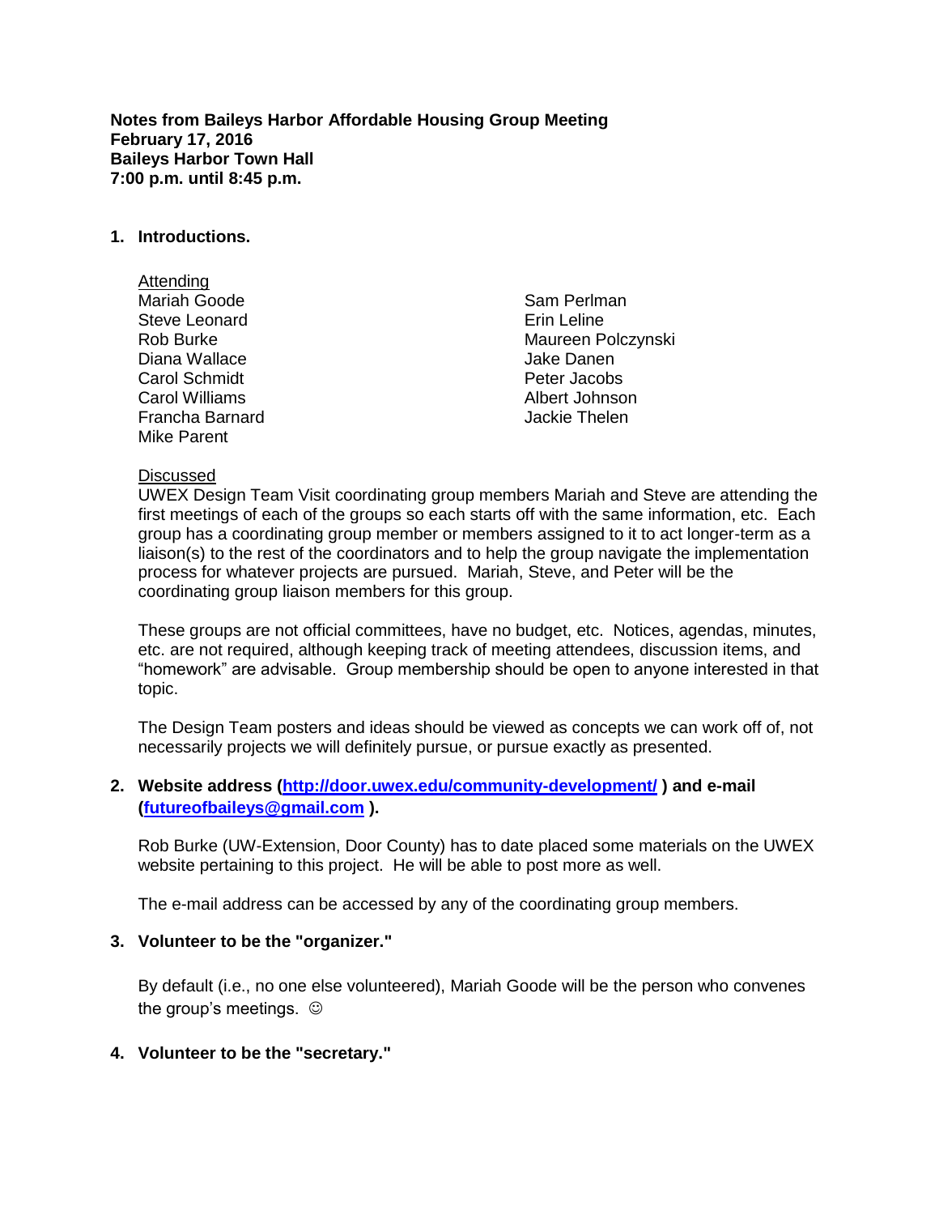**Notes from Baileys Harbor Affordable Housing Group Meeting**
**February 17, 2016**
**Baileys Harbor Town Hall**
**7:00 p.m. until 8:45 p.m.**

## 1. Introductions.

<u>Attending</u>

- Mariah Goode
- Steve Leonard
- Rob Burke
- Diana Wallace
- Carol Schmidt
- Carol Williams
- Francha Barnard
- Mike Parent
- Sam Perlman
- Erin Leline
- Maureen Polczynski
- Jake Danen
- Peter Jacobs
- Albert Johnson
- Jackie Thelen

<u>Discussed</u>

UWEX Design Team Visit coordinating group members Mariah and Steve are attending the first meetings of each of the groups so each starts off with the same information, etc. Each group has a coordinating group member or members assigned to it to act longer-term as a liaison(s) to the rest of the coordinators and to help the group navigate the implementation process for whatever projects are pursued. Mariah, Steve, and Peter will be the coordinating group liaison members for this group.

These groups are not official committees, have no budget, etc. Notices, agendas, minutes, etc. are not required, although keeping track of meeting attendees, discussion items, and "homework" are advisable. Group membership should be open to anyone interested in that topic.

The Design Team posters and ideas should be viewed as concepts we can work off of, not necessarily projects we will definitely pursue, or pursue exactly as presented.

## 2. Website address (http://door.uwex.edu/community-development/ ) and e-mail (futureofbaileys@gmail.com ).

Rob Burke (UW-Extension, Door County) has to date placed some materials on the UWEX website pertaining to this project. He will be able to post more as well.

The e-mail address can be accessed by any of the coordinating group members.

## 3. Volunteer to be the "organizer."

By default (i.e., no one else volunteered), Mariah Goode will be the person who convenes the group's meetings. ☺

## 4. Volunteer to be the "secretary."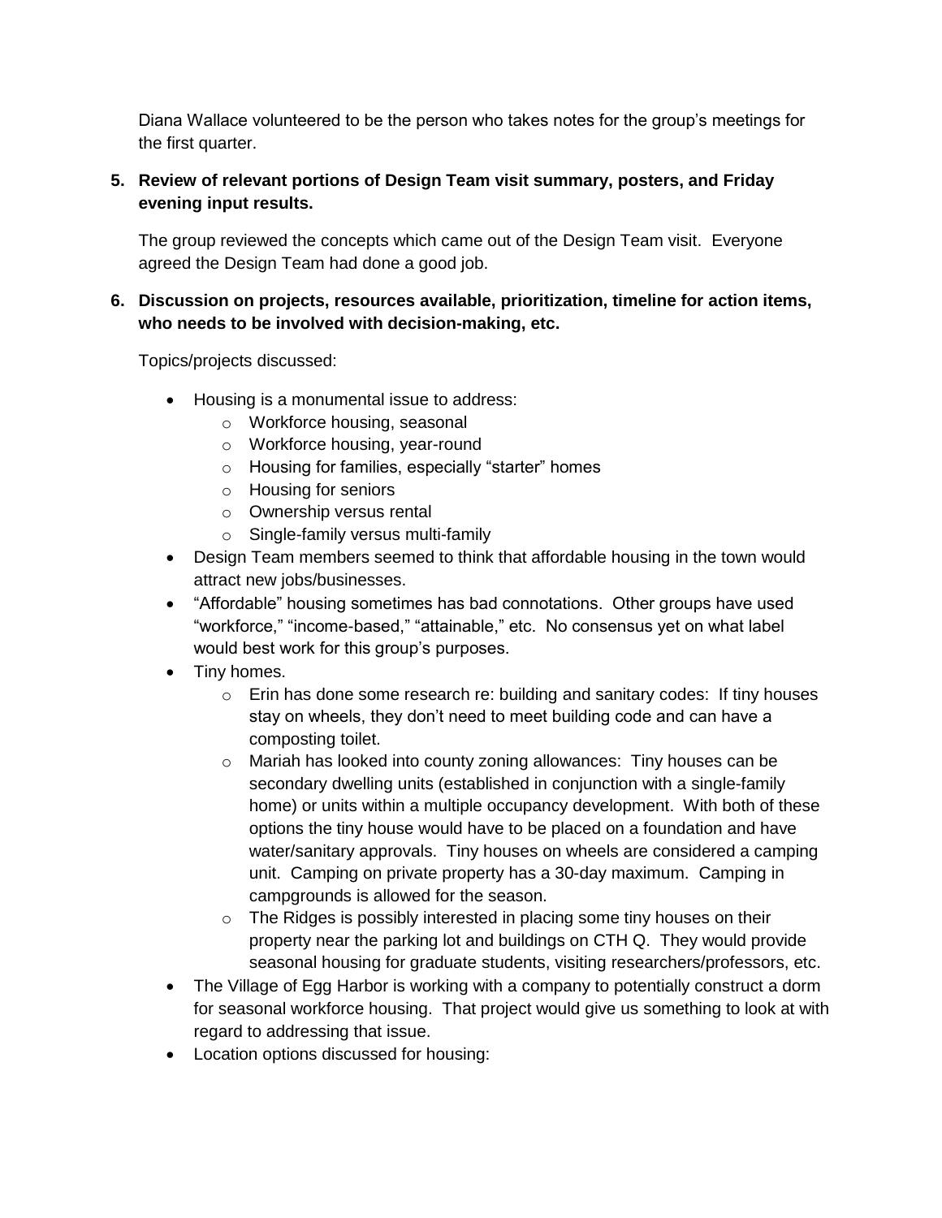Diana Wallace volunteered to be the person who takes notes for the group's meetings for the first quarter.

**5. Review of relevant portions of Design Team visit summary, posters, and Friday evening input results.**

The group reviewed the concepts which came out of the Design Team visit. Everyone agreed the Design Team had done a good job.

**6. Discussion on projects, resources available, prioritization, timeline for action items, who needs to be involved with decision-making, etc.**

Topics/projects discussed:

- Housing is a monumental issue to address:
  - Workforce housing, seasonal
  - Workforce housing, year-round
  - Housing for families, especially "starter" homes
  - Housing for seniors
  - Ownership versus rental
  - Single-family versus multi-family
- Design Team members seemed to think that affordable housing in the town would attract new jobs/businesses.
- "Affordable" housing sometimes has bad connotations. Other groups have used "workforce," "income-based," "attainable," etc. No consensus yet on what label would best work for this group's purposes.
- Tiny homes.
  - Erin has done some research re: building and sanitary codes: If tiny houses stay on wheels, they don't need to meet building code and can have a composting toilet.
  - Mariah has looked into county zoning allowances: Tiny houses can be secondary dwelling units (established in conjunction with a single-family home) or units within a multiple occupancy development. With both of these options the tiny house would have to be placed on a foundation and have water/sanitary approvals. Tiny houses on wheels are considered a camping unit. Camping on private property has a 30-day maximum. Camping in campgrounds is allowed for the season.
  - The Ridges is possibly interested in placing some tiny houses on their property near the parking lot and buildings on CTH Q. They would provide seasonal housing for graduate students, visiting researchers/professors, etc.
- The Village of Egg Harbor is working with a company to potentially construct a dorm for seasonal workforce housing. That project would give us something to look at with regard to addressing that issue.
- Location options discussed for housing: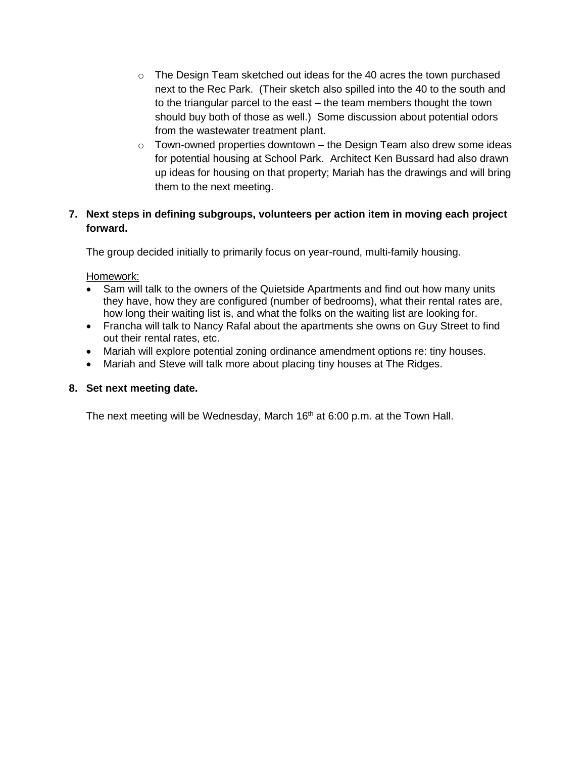- The Design Team sketched out ideas for the 40 acres the town purchased next to the Rec Park. (Their sketch also spilled into the 40 to the south and to the triangular parcel to the east – the team members thought the town should buy both of those as well.) Some discussion about potential odors from the wastewater treatment plant.
- Town-owned properties downtown – the Design Team also drew some ideas for potential housing at School Park. Architect Ken Bussard had also drawn up ideas for housing on that property; Mariah has the drawings and will bring them to the next meeting.

**7. Next steps in defining subgroups, volunteers per action item in moving each project forward.**

The group decided initially to primarily focus on year-round, multi-family housing.

Homework:

- Sam will talk to the owners of the Quietside Apartments and find out how many units they have, how they are configured (number of bedrooms), what their rental rates are, how long their waiting list is, and what the folks on the waiting list are looking for.
- Francha will talk to Nancy Rafal about the apartments she owns on Guy Street to find out their rental rates, etc.
- Mariah will explore potential zoning ordinance amendment options re: tiny houses.
- Mariah and Steve will talk more about placing tiny houses at The Ridges.

**8. Set next meeting date.**

The next meeting will be Wednesday, March 16th at 6:00 p.m. at the Town Hall.